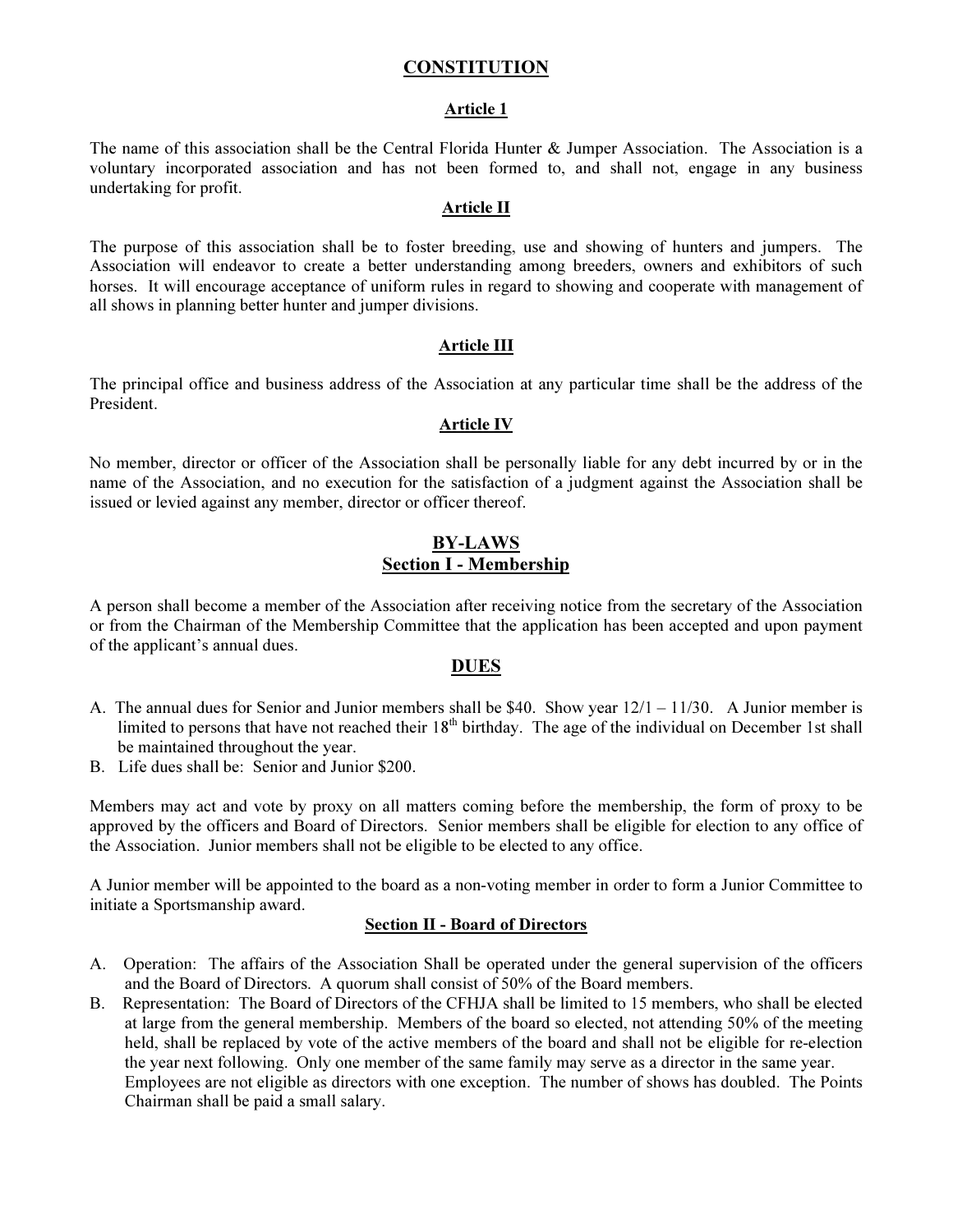# CONSTITUTION

## Article 1

The name of this association shall be the Central Florida Hunter & Jumper Association. The Association is a voluntary incorporated association and has not been formed to, and shall not, engage in any business undertaking for profit.

## Article II

The purpose of this association shall be to foster breeding, use and showing of hunters and jumpers. The Association will endeavor to create a better understanding among breeders, owners and exhibitors of such horses. It will encourage acceptance of uniform rules in regard to showing and cooperate with management of all shows in planning better hunter and jumper divisions.

## Article III

The principal office and business address of the Association at any particular time shall be the address of the President.

## Article IV

No member, director or officer of the Association shall be personally liable for any debt incurred by or in the name of the Association, and no execution for the satisfaction of a judgment against the Association shall be issued or levied against any member, director or officer thereof.

# BY-LAWS

## Section I - Membership

A person shall become a member of the Association after receiving notice from the secretary of the Association or from the Chairman of the Membership Committee that the application has been accepted and upon payment of the applicant's annual dues.

### DUES

A. The annual dues for Senior and Junior members shall be $40. Show year 12/1 – 11/30. A Junior member is limited to persons that have not reached their 18th birthday. The age of the individual on December 1st shall be maintained throughout the year.

B. Life dues shall be: Senior and Junior $200.

Members may act and vote by proxy on all matters coming before the membership, the form of proxy to be approved by the officers and Board of Directors. Senior members shall be eligible for election to any office of the Association. Junior members shall not be eligible to be elected to any office.

A Junior member will be appointed to the board as a non-voting member in order to form a Junior Committee to initiate a Sportsmanship award.

## Section II - Board of Directors

A. Operation: The affairs of the Association Shall be operated under the general supervision of the officers and the Board of Directors. A quorum shall consist of 50% of the Board members.

B. Representation: The Board of Directors of the CFHJA shall be limited to 15 members, who shall be elected at large from the general membership. Members of the board so elected, not attending 50% of the meeting held, shall be replaced by vote of the active members of the board and shall not be eligible for re-election the year next following. Only one member of the same family may serve as a director in the same year. Employees are not eligible as directors with one exception. The number of shows has doubled. The Points Chairman shall be paid a small salary.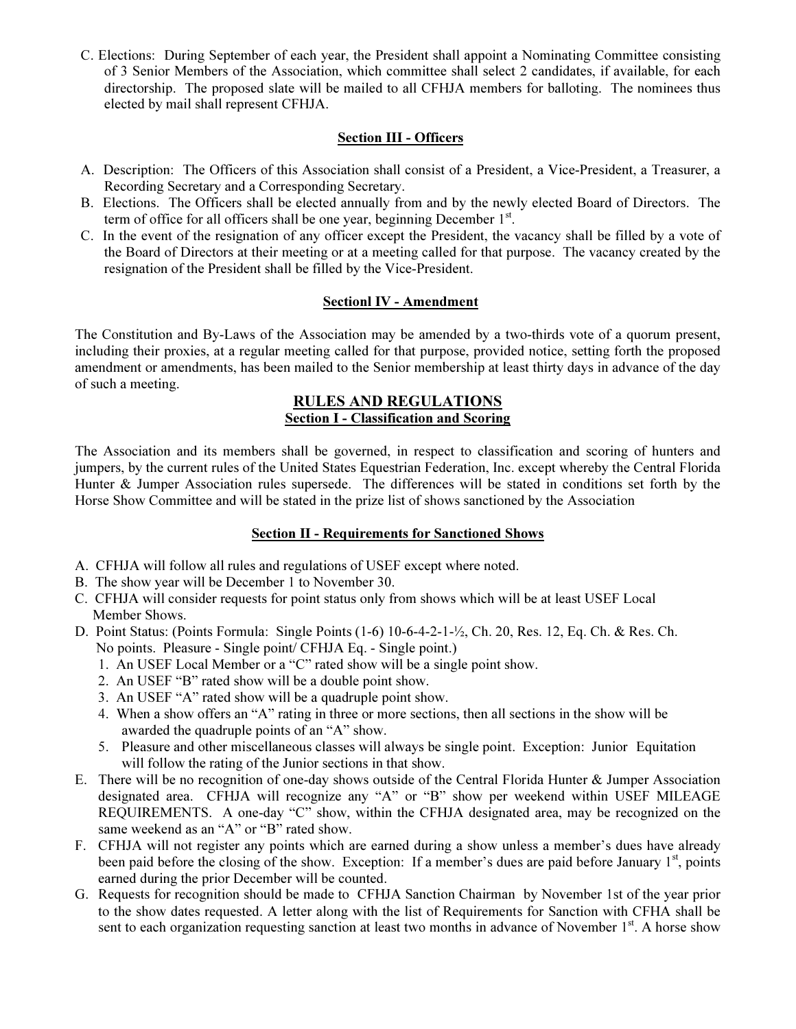C. Elections: During September of each year, the President shall appoint a Nominating Committee consisting of 3 Senior Members of the Association, which committee shall select 2 candidates, if available, for each directorship. The proposed slate will be mailed to all CFHJA members for balloting. The nominees thus elected by mail shall represent CFHJA.

### Section III - Officers

A. Description: The Officers of this Association shall consist of a President, a Vice-President, a Treasurer, a Recording Secretary and a Corresponding Secretary.

B. Elections. The Officers shall be elected annually from and by the newly elected Board of Directors. The term of office for all officers shall be one year, beginning December 1st.

C. In the event of the resignation of any officer except the President, the vacancy shall be filled by a vote of the Board of Directors at their meeting or at a meeting called for that purpose. The vacancy created by the resignation of the President shall be filled by the Vice-President.

### Sectionl IV - Amendment

The Constitution and By-Laws of the Association may be amended by a two-thirds vote of a quorum present, including their proxies, at a regular meeting called for that purpose, provided notice, setting forth the proposed amendment or amendments, has been mailed to the Senior membership at least thirty days in advance of the day of such a meeting.

## RULES AND REGULATIONS

### Section I - Classification and Scoring

The Association and its members shall be governed, in respect to classification and scoring of hunters and jumpers, by the current rules of the United States Equestrian Federation, Inc. except whereby the Central Florida Hunter & Jumper Association rules supersede. The differences will be stated in conditions set forth by the Horse Show Committee and will be stated in the prize list of shows sanctioned by the Association

### Section II - Requirements for Sanctioned Shows

A. CFHJA will follow all rules and regulations of USEF except where noted.

B. The show year will be December 1 to November 30.

C. CFHJA will consider requests for point status only from shows which will be at least USEF Local Member Shows.

D. Point Status: (Points Formula: Single Points (1-6) 10-6-4-2-1-½, Ch. 20, Res. 12, Eq. Ch. & Res. Ch. No points. Pleasure - Single point/ CFHJA Eq. - Single point.)
   1. An USEF Local Member or a "C" rated show will be a single point show.
   2. An USEF "B" rated show will be a double point show.
   3. An USEF "A" rated show will be a quadruple point show.
   4. When a show offers an "A" rating in three or more sections, then all sections in the show will be awarded the quadruple points of an "A" show.
   5. Pleasure and other miscellaneous classes will always be single point. Exception: Junior Equitation will follow the rating of the Junior sections in that show.

E. There will be no recognition of one-day shows outside of the Central Florida Hunter & Jumper Association designated area. CFHJA will recognize any "A" or "B" show per weekend within USEF MILEAGE REQUIREMENTS. A one-day "C" show, within the CFHJA designated area, may be recognized on the same weekend as an "A" or "B" rated show.

F. CFHJA will not register any points which are earned during a show unless a member's dues have already been paid before the closing of the show. Exception: If a member's dues are paid before January 1st, points earned during the prior December will be counted.

G. Requests for recognition should be made to CFHJA Sanction Chairman by November 1st of the year prior to the show dates requested. A letter along with the list of Requirements for Sanction with CFHA shall be sent to each organization requesting sanction at least two months in advance of November 1st. A horse show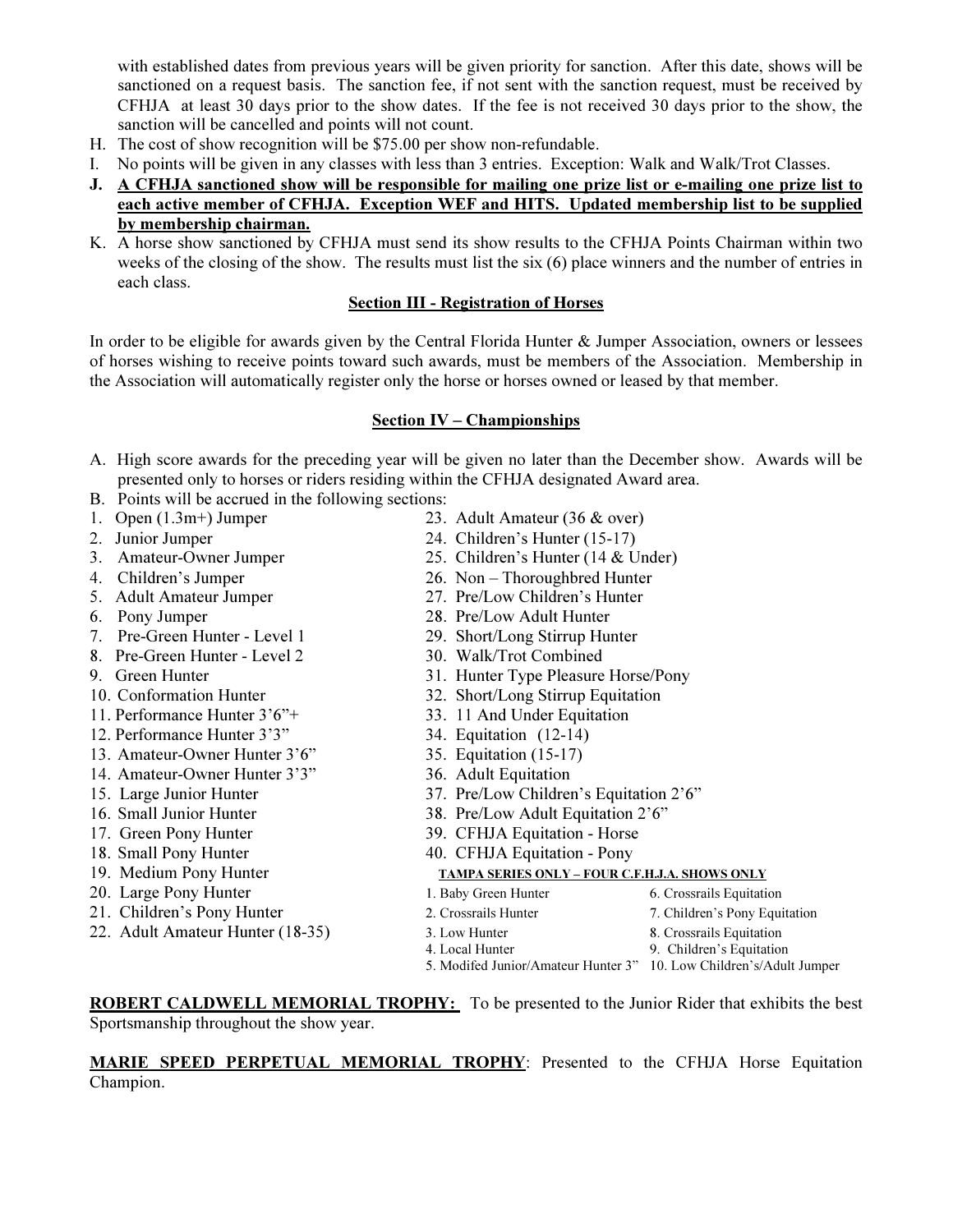with established dates from previous years will be given priority for sanction. After this date, shows will be sanctioned on a request basis. The sanction fee, if not sent with the sanction request, must be received by CFHJA at least 30 days prior to the show dates. If the fee is not received 30 days prior to the show, the sanction will be cancelled and points will not count.

H. The cost of show recognition will be $75.00 per show non-refundable.
I. No points will be given in any classes with less than 3 entries. Exception: Walk and Walk/Trot Classes.
J. **A CFHJA sanctioned show will be responsible for mailing one prize list or e-mailing one prize list to each active member of CFHJA. Exception WEF and HITS. Updated membership list to be supplied by membership chairman.**
K. A horse show sanctioned by CFHJA must send its show results to the CFHJA Points Chairman within two weeks of the closing of the show. The results must list the six (6) place winners and the number of entries in each class.

## Section III - Registration of Horses

In order to be eligible for awards given by the Central Florida Hunter & Jumper Association, owners or lessees of horses wishing to receive points toward such awards, must be members of the Association. Membership in the Association will automatically register only the horse or horses owned or leased by that member.

## Section IV – Championships

A. High score awards for the preceding year will be given no later than the December show. Awards will be presented only to horses or riders residing within the CFHJA designated Award area.
B. Points will be accrued in the following sections:

1. Open (1.3m+) Jumper
2. Junior Jumper
3. Amateur-Owner Jumper
4. Children's Jumper
5. Adult Amateur Jumper
6. Pony Jumper
7. Pre-Green Hunter - Level 1
8. Pre-Green Hunter - Level 2
9. Green Hunter
10. Conformation Hunter
11. Performance Hunter 3'6"+
12. Performance Hunter 3'3"
13. Amateur-Owner Hunter 3'6"
14. Amateur-Owner Hunter 3'3"
15. Large Junior Hunter
16. Small Junior Hunter
17. Green Pony Hunter
18. Small Pony Hunter
19. Medium Pony Hunter
20. Large Pony Hunter
21. Children's Pony Hunter
22. Adult Amateur Hunter (18-35)
23. Adult Amateur (36 & over)
24. Children's Hunter (15-17)
25. Children's Hunter (14 & Under)
26. Non – Thoroughbred Hunter
27. Pre/Low Children's Hunter
28. Pre/Low Adult Hunter
29. Short/Long Stirrup Hunter
30. Walk/Trot Combined
31. Hunter Type Pleasure Horse/Pony
32. Short/Long Stirrup Equitation
33. 11 And Under Equitation
34. Equitation (12-14)
35. Equitation (15-17)
36. Adult Equitation
37. Pre/Low Children's Equitation 2'6"
38. Pre/Low Adult Equitation 2'6"
39. CFHJA Equitation - Horse
40. CFHJA Equitation - Pony

**TAMPA SERIES ONLY – FOUR C.F.H.J.A. SHOWS ONLY**

1. Baby Green Hunter
2. Crossrails Hunter
3. Low Hunter
4. Local Hunter
5. Modifed Junior/Amateur Hunter 3"
6. Crossrails Equitation
7. Children's Pony Equitation
8. Crossrails Equitation
9. Children's Equitation
10. Low Children's/Adult Jumper

**ROBERT CALDWELL MEMORIAL TROPHY:** To be presented to the Junior Rider that exhibits the best Sportsmanship throughout the show year.

**MARIE SPEED PERPETUAL MEMORIAL TROPHY**: Presented to the CFHJA Horse Equitation Champion.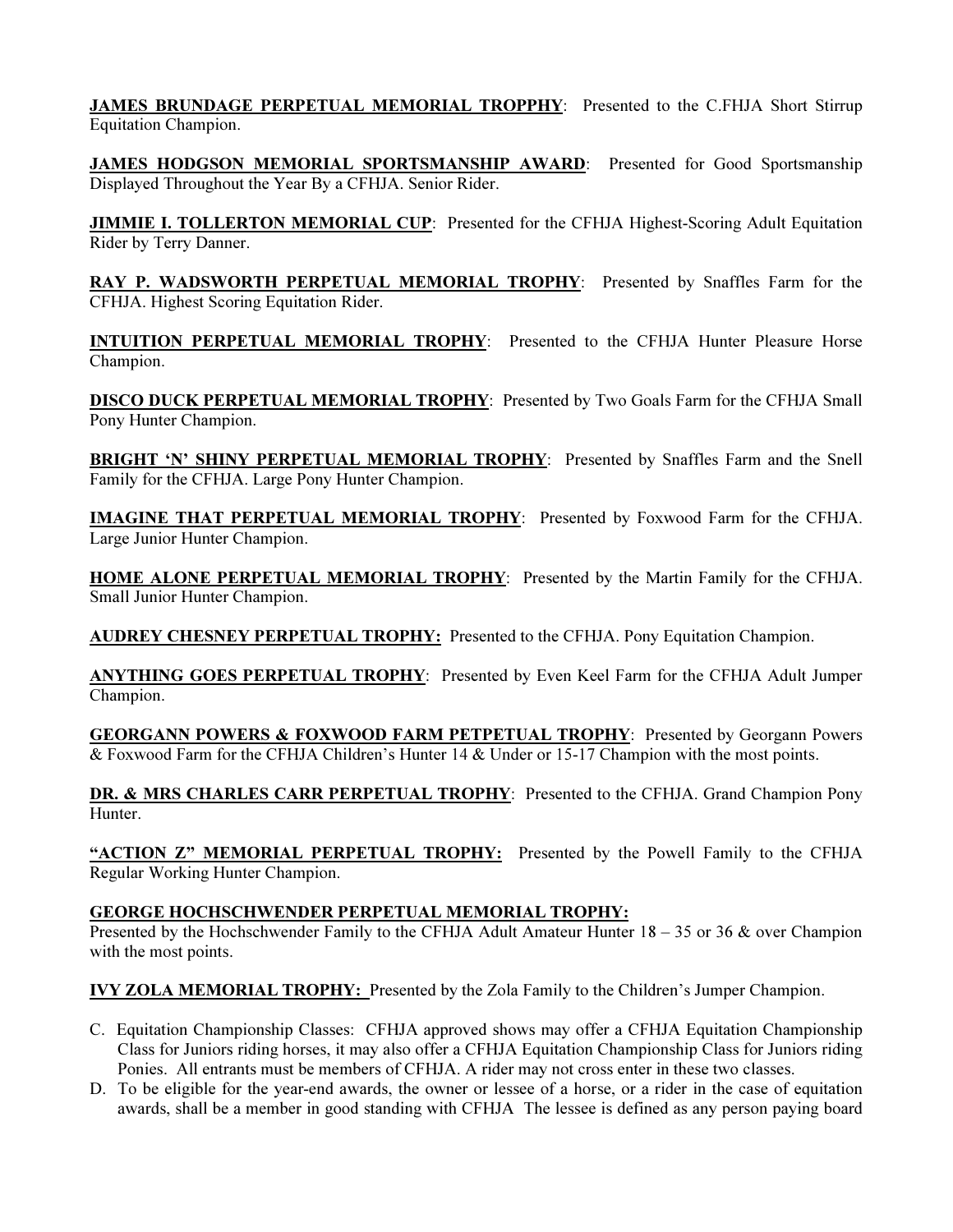**<u>JAMES BRUNDAGE PERPETUAL MEMORIAL TROPPHY</u>**: Presented to the C.FHJA Short Stirrup Equitation Champion.

**<u>JAMES HODGSON MEMORIAL SPORTSMANSHIP AWARD</u>**: Presented for Good Sportsmanship Displayed Throughout the Year By a CFHJA. Senior Rider.

**<u>JIMMIE I. TOLLERTON MEMORIAL CUP</u>**: Presented for the CFHJA Highest-Scoring Adult Equitation Rider by Terry Danner.

**<u>RAY P. WADSWORTH PERPETUAL MEMORIAL TROPHY</u>**: Presented by Snaffles Farm for the CFHJA. Highest Scoring Equitation Rider.

**<u>INTUITION PERPETUAL MEMORIAL TROPHY</u>**: Presented to the CFHJA Hunter Pleasure Horse Champion.

**<u>DISCO DUCK PERPETUAL MEMORIAL TROPHY</u>**: Presented by Two Goals Farm for the CFHJA Small Pony Hunter Champion.

**<u>BRIGHT 'N' SHINY PERPETUAL MEMORIAL TROPHY</u>**: Presented by Snaffles Farm and the Snell Family for the CFHJA. Large Pony Hunter Champion.

**<u>IMAGINE THAT PERPETUAL MEMORIAL TROPHY</u>**: Presented by Foxwood Farm for the CFHJA. Large Junior Hunter Champion.

**<u>HOME ALONE PERPETUAL MEMORIAL TROPHY</u>**: Presented by the Martin Family for the CFHJA. Small Junior Hunter Champion.

**<u>AUDREY CHESNEY PERPETUAL TROPHY:</u>** Presented to the CFHJA. Pony Equitation Champion.

**<u>ANYTHING GOES PERPETUAL TROPHY</u>**: Presented by Even Keel Farm for the CFHJA Adult Jumper Champion.

**<u>GEORGANN POWERS & FOXWOOD FARM PETPETUAL TROPHY</u>**: Presented by Georgann Powers & Foxwood Farm for the CFHJA Children's Hunter 14 & Under or 15-17 Champion with the most points.

**<u>DR. & MRS CHARLES CARR PERPETUAL TROPHY</u>**: Presented to the CFHJA. Grand Champion Pony Hunter.

**<u>"ACTION Z" MEMORIAL PERPETUAL TROPHY:</u>** Presented by the Powell Family to the CFHJA Regular Working Hunter Champion.

**<u>GEORGE HOCHSCHWENDER PERPETUAL MEMORIAL TROPHY:</u>**
Presented by the Hochschwender Family to the CFHJA Adult Amateur Hunter 18 – 35 or 36 & over Champion with the most points.

**<u>IVY ZOLA MEMORIAL TROPHY:</u>** Presented by the Zola Family to the Children's Jumper Champion.

C. Equitation Championship Classes: CFHJA approved shows may offer a CFHJA Equitation Championship Class for Juniors riding horses, it may also offer a CFHJA Equitation Championship Class for Juniors riding Ponies. All entrants must be members of CFHJA. A rider may not cross enter in these two classes.

D. To be eligible for the year-end awards, the owner or lessee of a horse, or a rider in the case of equitation awards, shall be a member in good standing with CFHJA The lessee is defined as any person paying board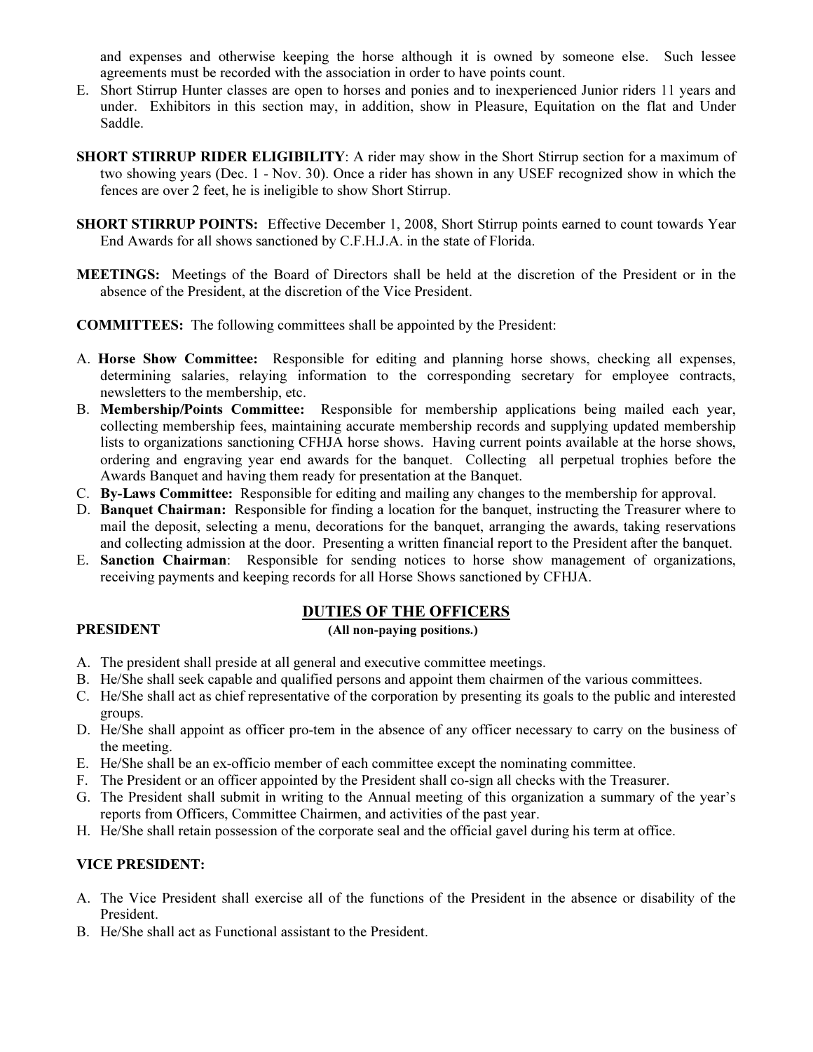and expenses and otherwise keeping the horse although it is owned by someone else. Such lessee agreements must be recorded with the association in order to have points count.

E. Short Stirrup Hunter classes are open to horses and ponies and to inexperienced Junior riders 11 years and under. Exhibitors in this section may, in addition, show in Pleasure, Equitation on the flat and Under Saddle.

**SHORT STIRRUP RIDER ELIGIBILITY**: A rider may show in the Short Stirrup section for a maximum of two showing years (Dec. 1 - Nov. 30). Once a rider has shown in any USEF recognized show in which the fences are over 2 feet, he is ineligible to show Short Stirrup.

**SHORT STIRRUP POINTS:** Effective December 1, 2008, Short Stirrup points earned to count towards Year End Awards for all shows sanctioned by C.F.H.J.A. in the state of Florida.

**MEETINGS:** Meetings of the Board of Directors shall be held at the discretion of the President or in the absence of the President, at the discretion of the Vice President.

**COMMITTEES:** The following committees shall be appointed by the President:

A. **Horse Show Committee:** Responsible for editing and planning horse shows, checking all expenses, determining salaries, relaying information to the corresponding secretary for employee contracts, newsletters to the membership, etc.
B. **Membership/Points Committee:** Responsible for membership applications being mailed each year, collecting membership fees, maintaining accurate membership records and supplying updated membership lists to organizations sanctioning CFHJA horse shows. Having current points available at the horse shows, ordering and engraving year end awards for the banquet. Collecting all perpetual trophies before the Awards Banquet and having them ready for presentation at the Banquet.
C. **By-Laws Committee:** Responsible for editing and mailing any changes to the membership for approval.
D. **Banquet Chairman:** Responsible for finding a location for the banquet, instructing the Treasurer where to mail the deposit, selecting a menu, decorations for the banquet, arranging the awards, taking reservations and collecting admission at the door. Presenting a written financial report to the President after the banquet.
E. **Sanction Chairman**: Responsible for sending notices to horse show management of organizations, receiving payments and keeping records for all Horse Shows sanctioned by CFHJA.

## DUTIES OF THE OFFICERS

**(All non-paying positions.)**

**PRESIDENT**

A. The president shall preside at all general and executive committee meetings.
B. He/She shall seek capable and qualified persons and appoint them chairmen of the various committees.
C. He/She shall act as chief representative of the corporation by presenting its goals to the public and interested groups.
D. He/She shall appoint as officer pro-tem in the absence of any officer necessary to carry on the business of the meeting.
E. He/She shall be an ex-officio member of each committee except the nominating committee.
F. The President or an officer appointed by the President shall co-sign all checks with the Treasurer.
G. The President shall submit in writing to the Annual meeting of this organization a summary of the year's reports from Officers, Committee Chairmen, and activities of the past year.
H. He/She shall retain possession of the corporate seal and the official gavel during his term at office.

**VICE PRESIDENT:**

A. The Vice President shall exercise all of the functions of the President in the absence or disability of the President.
B. He/She shall act as Functional assistant to the President.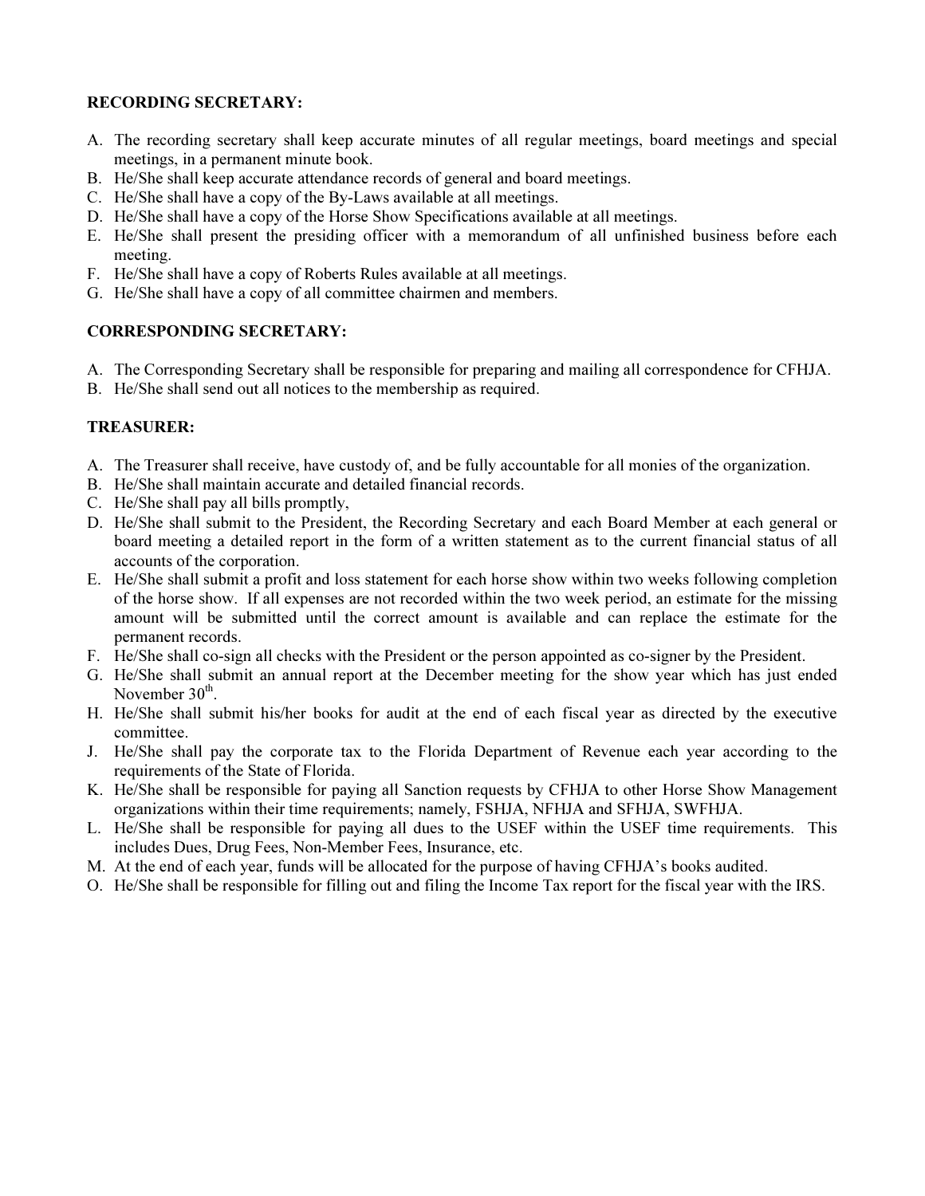**RECORDING SECRETARY:**

A. The recording secretary shall keep accurate minutes of all regular meetings, board meetings and special meetings, in a permanent minute book.
B. He/She shall keep accurate attendance records of general and board meetings.
C. He/She shall have a copy of the By-Laws available at all meetings.
D. He/She shall have a copy of the Horse Show Specifications available at all meetings.
E. He/She shall present the presiding officer with a memorandum of all unfinished business before each meeting.
F. He/She shall have a copy of Roberts Rules available at all meetings.
G. He/She shall have a copy of all committee chairmen and members.

**CORRESPONDING SECRETARY:**

A. The Corresponding Secretary shall be responsible for preparing and mailing all correspondence for CFHJA.
B. He/She shall send out all notices to the membership as required.

**TREASURER:**

A. The Treasurer shall receive, have custody of, and be fully accountable for all monies of the organization.
B. He/She shall maintain accurate and detailed financial records.
C. He/She shall pay all bills promptly,
D. He/She shall submit to the President, the Recording Secretary and each Board Member at each general or board meeting a detailed report in the form of a written statement as to the current financial status of all accounts of the corporation.
E. He/She shall submit a profit and loss statement for each horse show within two weeks following completion of the horse show. If all expenses are not recorded within the two week period, an estimate for the missing amount will be submitted until the correct amount is available and can replace the estimate for the permanent records.
F. He/She shall co-sign all checks with the President or the person appointed as co-signer by the President.
G. He/She shall submit an annual report at the December meeting for the show year which has just ended November 30th.
H. He/She shall submit his/her books for audit at the end of each fiscal year as directed by the executive committee.
J. He/She shall pay the corporate tax to the Florida Department of Revenue each year according to the requirements of the State of Florida.
K. He/She shall be responsible for paying all Sanction requests by CFHJA to other Horse Show Management organizations within their time requirements; namely, FSHJA, NFHJA and SFHJA, SWFHJA.
L. He/She shall be responsible for paying all dues to the USEF within the USEF time requirements. This includes Dues, Drug Fees, Non-Member Fees, Insurance, etc.
M. At the end of each year, funds will be allocated for the purpose of having CFHJA's books audited.
O. He/She shall be responsible for filling out and filing the Income Tax report for the fiscal year with the IRS.